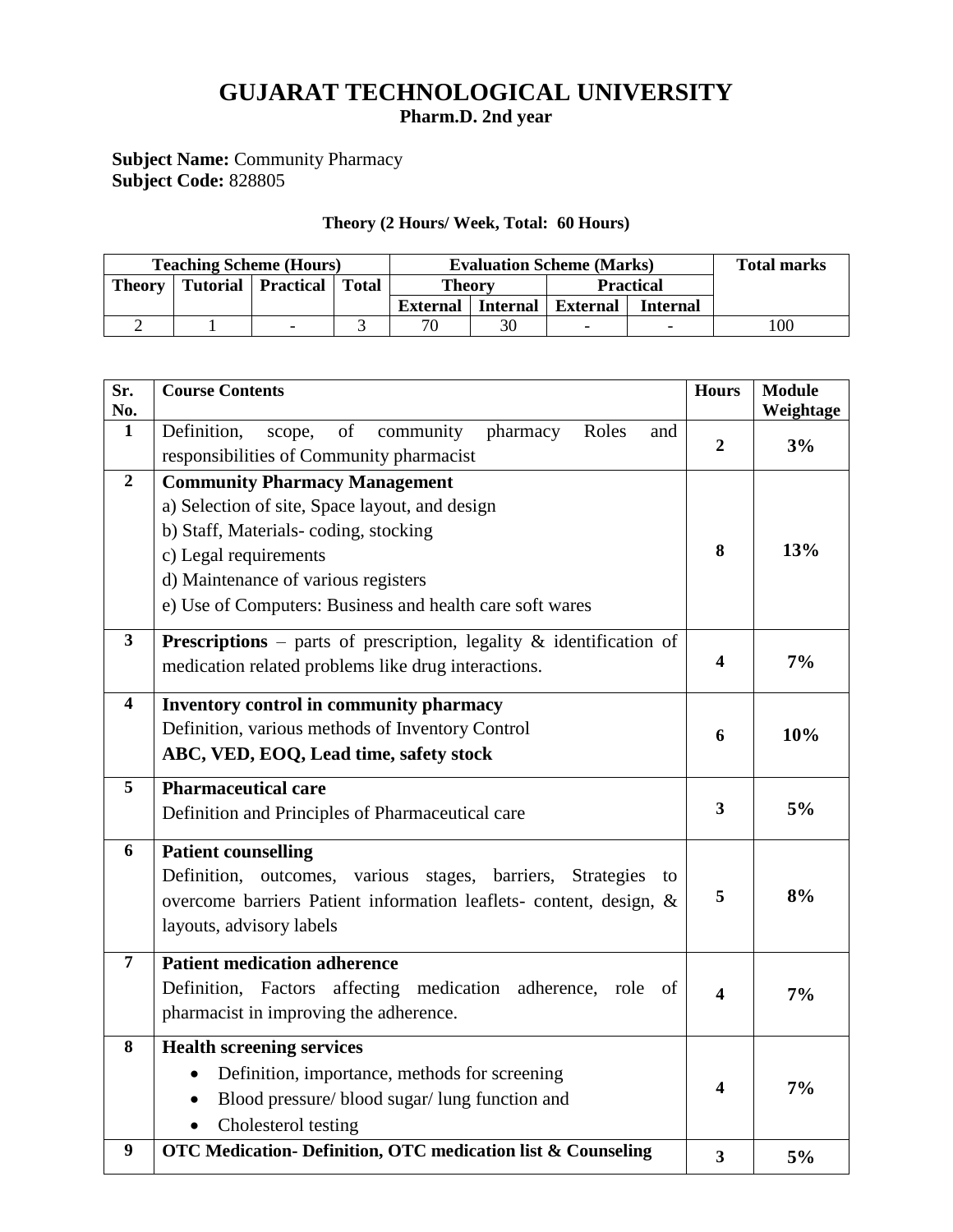# GUJARAT TECHNOLOGICAL UNIVERSITY

**Pharm.D. 2nd year**

**Subject Name:** Community Pharmacy
**Subject Code:** 828805

**Theory (2 Hours/ Week, Total: 60 Hours)**

| Teaching Scheme (Hours) | | | | Evaluation Scheme (Marks) | | | | Total marks |
|---|---|---|---|---|---|---|---|---|
| Theory | Tutorial | Practical | Total | Theory | | Practical | | |
| | | | | External | Internal | External | Internal | |
| 2 | 1 | - | 3 | 70 | 30 | - | - | 100 |

| Sr. No. | Course Contents | Hours | Module Weightage |
|---|---|---|---|
| 1 | Definition, scope, of community pharmacy Roles and responsibilities of Community pharmacist | 2 | 3% |
| 2 | **Community Pharmacy Management**<br>a) Selection of site, Space layout, and design<br>b) Staff, Materials- coding, stocking<br>c) Legal requirements<br>d) Maintenance of various registers<br>e) Use of Computers: Business and health care soft wares | 8 | 13% |
| 3 | **Prescriptions** – parts of prescription, legality & identification of medication related problems like drug interactions. | 4 | 7% |
| 4 | **Inventory control in community pharmacy**<br>Definition, various methods of Inventory Control<br>**ABC, VED, EOQ, Lead time, safety stock** | 6 | 10% |
| 5 | **Pharmaceutical care**<br>Definition and Principles of Pharmaceutical care | 3 | 5% |
| 6 | **Patient counselling**<br>Definition, outcomes, various stages, barriers, Strategies to overcome barriers Patient information leaflets- content, design, & layouts, advisory labels | 5 | 8% |
| 7 | **Patient medication adherence**<br>Definition, Factors affecting medication adherence, role of pharmacist in improving the adherence. | 4 | 7% |
| 8 | **Health screening services**<br>• Definition, importance, methods for screening<br>• Blood pressure/ blood sugar/ lung function and<br>• Cholesterol testing | 4 | 7% |
| 9 | **OTC Medication- Definition, OTC medication list & Counseling** | 3 | 5% |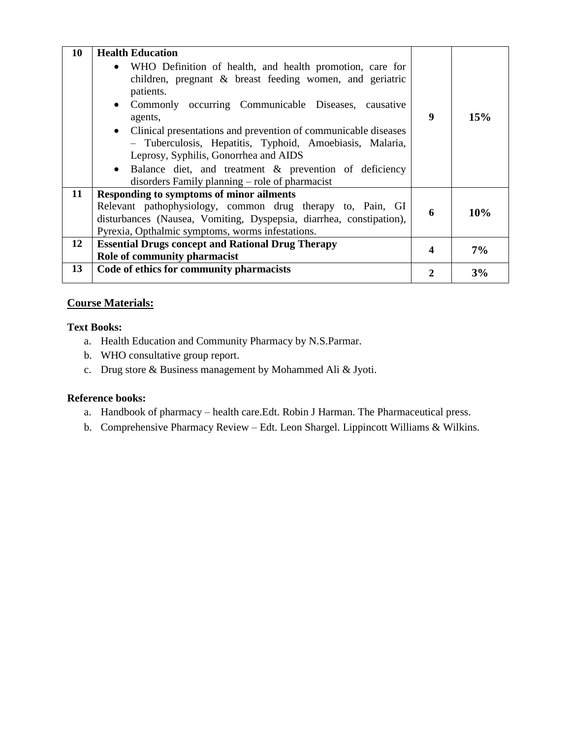| | | | |
|---|---|---|---|
| 10 | **Health Education**<br>• WHO Definition of health, and health promotion, care for children, pregnant & breast feeding women, and geriatric patients.<br>• Commonly occurring Communicable Diseases, causative agents,<br>• Clinical presentations and prevention of communicable diseases – Tuberculosis, Hepatitis, Typhoid, Amoebiasis, Malaria, Leprosy, Syphilis, Gonorrhea and AIDS<br>• Balance diet, and treatment & prevention of deficiency disorders Family planning – role of pharmacist | **9** | **15%** |
| 11 | **Responding to symptoms of minor ailments**<br>Relevant pathophysiology, common drug therapy to, Pain, GI disturbances (Nausea, Vomiting, Dyspepsia, diarrhea, constipation), Pyrexia, Opthalmic symptoms, worms infestations. | **6** | **10%** |
| 12 | **Essential Drugs concept and Rational Drug Therapy**<br>**Role of community pharmacist** | **4** | **7%** |
| 13 | **Code of ethics for community pharmacists** | **2** | **3%** |

## Course Materials:

**Text Books:**

a. Health Education and Community Pharmacy by N.S.Parmar.
b. WHO consultative group report.
c. Drug store & Business management by Mohammed Ali & Jyoti.

**Reference books:**

a. Handbook of pharmacy – health care.Edt. Robin J Harman. The Pharmaceutical press.
b. Comprehensive Pharmacy Review – Edt. Leon Shargel. Lippincott Williams & Wilkins.